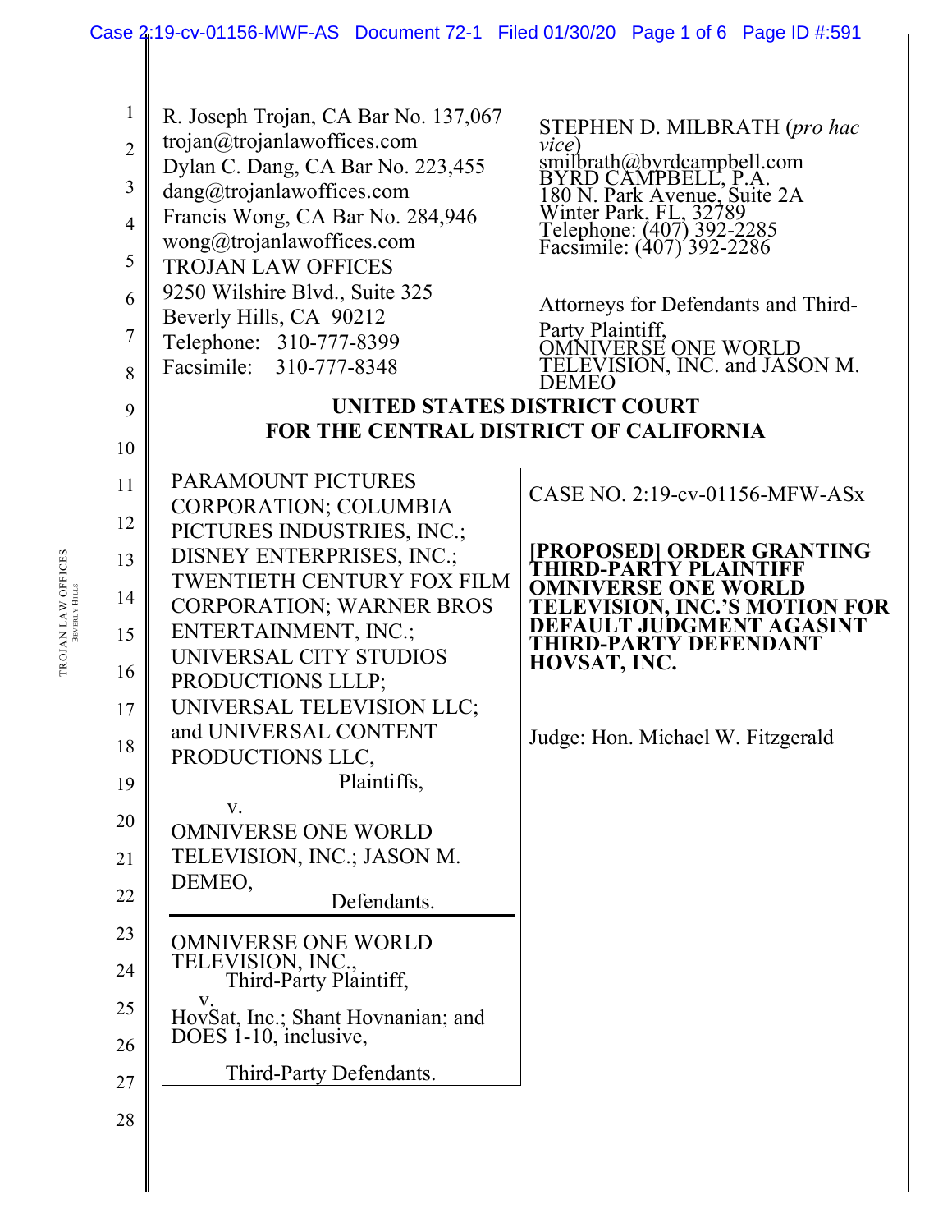R. Joseph Trojan, CA Bar No. 137,067
trojan@trojanlawoffices.com
Dylan C. Dang, CA Bar No. 223,455
dang@trojanlawoffices.com
Francis Wong, CA Bar No. 284,946
wong@trojanlawoffices.com
TROJAN LAW OFFICES
9250 Wilshire Blvd., Suite 325
Beverly Hills, CA 90212
Telephone: 310-777-8399
Facsimile: 310-777-8348

STEPHEN D. MILBRATH (*pro hac vice*)
smilbrath@byrdcampbell.com
BYRD CAMPBELL, P.A.
180 N. Park Avenue, Suite 2A
Winter Park, FL, 32789
Telephone: (407) 392-2285
Facsimile: (407) 392-2286

Attorneys for Defendants and Third-Party Plaintiff, OMNIVERSE ONE WORLD TELEVISION, INC. and JASON M. DEMEO

**UNITED STATES DISTRICT COURT**
**FOR THE CENTRAL DISTRICT OF CALIFORNIA**

PARAMOUNT PICTURES CORPORATION; COLUMBIA PICTURES INDUSTRIES, INC.; DISNEY ENTERPRISES, INC.; TWENTIETH CENTURY FOX FILM CORPORATION; WARNER BROS ENTERTAINMENT, INC.; UNIVERSAL CITY STUDIOS PRODUCTIONS LLLP; UNIVERSAL TELEVISION LLC; and UNIVERSAL CONTENT PRODUCTIONS LLC,

Plaintiffs,

v.

OMNIVERSE ONE WORLD TELEVISION, INC.; JASON M. DEMEO,

Defendants.

---

OMNIVERSE ONE WORLD TELEVISION, INC.,

Third-Party Plaintiff,

v.

HovSat, Inc.; Shant Hovnanian; and DOES 1-10, inclusive,

Third-Party Defendants.

CASE NO. 2:19-cv-01156-MFW-ASx

**[PROPOSED] ORDER GRANTING THIRD-PARTY PLAINTIFF OMNIVERSE ONE WORLD TELEVISION, INC.'S MOTION FOR DEFAULT JUDGMENT AGASINT THIRD-PARTY DEFENDANT HOVSAT, INC.**

Judge: Hon. Michael W. Fitzgerald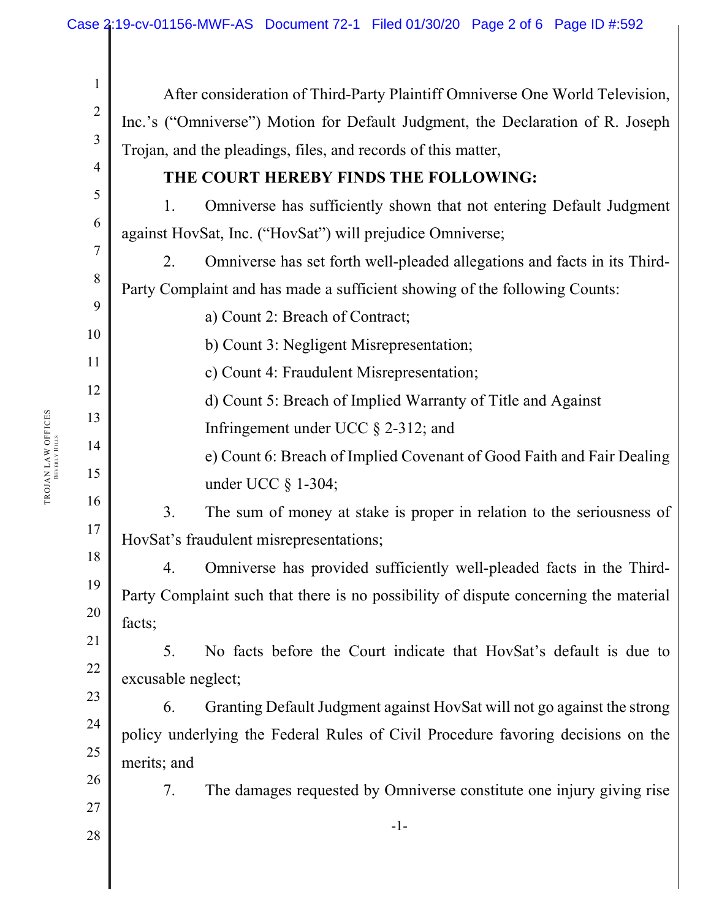After consideration of Third-Party Plaintiff Omniverse One World Television, Inc.'s ("Omniverse") Motion for Default Judgment, the Declaration of R. Joseph Trojan, and the pleadings, files, and records of this matter,

**THE COURT HEREBY FINDS THE FOLLOWING:**

1. Omniverse has sufficiently shown that not entering Default Judgment against HovSat, Inc. ("HovSat") will prejudice Omniverse;

2. Omniverse has set forth well-pleaded allegations and facts in its Third-Party Complaint and has made a sufficient showing of the following Counts:

   a) Count 2: Breach of Contract;

   b) Count 3: Negligent Misrepresentation;

   c) Count 4: Fraudulent Misrepresentation;

   d) Count 5: Breach of Implied Warranty of Title and Against Infringement under UCC § 2-312; and

   e) Count 6: Breach of Implied Covenant of Good Faith and Fair Dealing under UCC § 1-304;

3. The sum of money at stake is proper in relation to the seriousness of HovSat's fraudulent misrepresentations;

4. Omniverse has provided sufficiently well-pleaded facts in the Third-Party Complaint such that there is no possibility of dispute concerning the material facts;

5. No facts before the Court indicate that HovSat's default is due to excusable neglect;

6. Granting Default Judgment against HovSat will not go against the strong policy underlying the Federal Rules of Civil Procedure favoring decisions on the merits; and

7. The damages requested by Omniverse constitute one injury giving rise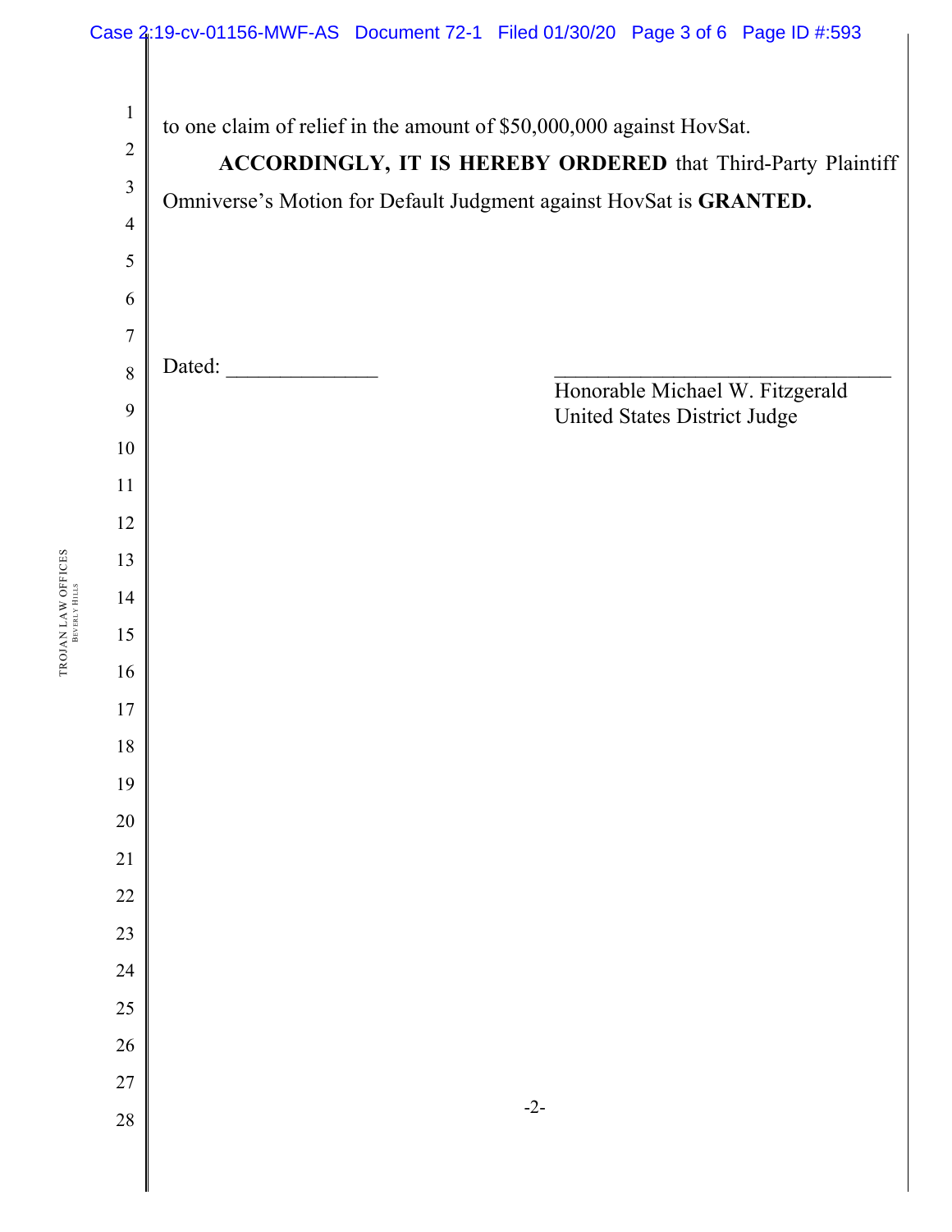to one claim of relief in the amount of $50,000,000 against HovSat.

**ACCORDINGLY, IT IS HEREBY ORDERED** that Third-Party Plaintiff Omniverse's Motion for Default Judgment against HovSat is **GRANTED.**

Dated: ______________

________________________________
Honorable Michael W. Fitzgerald
United States District Judge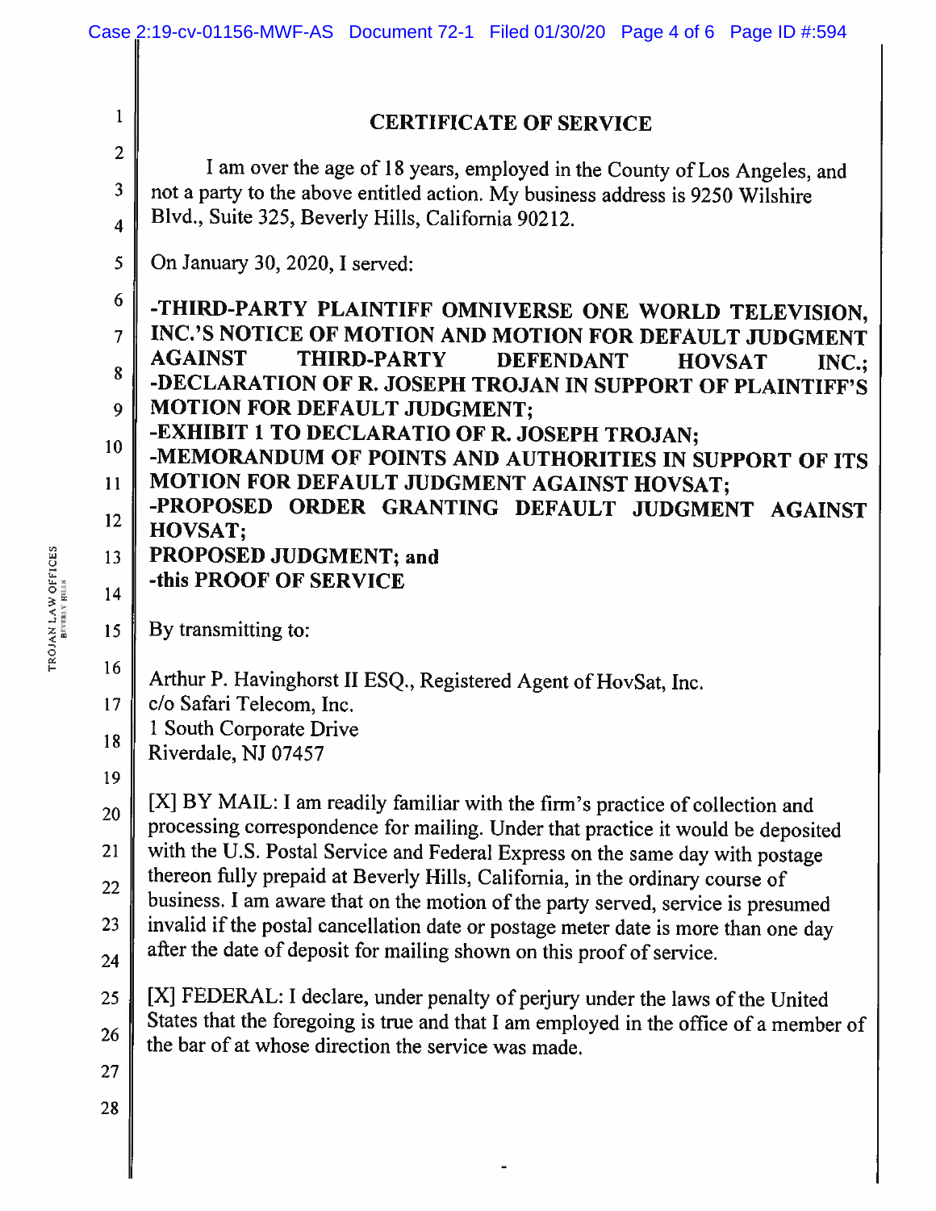# CERTIFICATE OF SERVICE

I am over the age of 18 years, employed in the County of Los Angeles, and not a party to the above entitled action. My business address is 9250 Wilshire Blvd., Suite 325, Beverly Hills, California 90212.

On January 30, 2020, I served:

**-THIRD-PARTY PLAINTIFF OMNIVERSE ONE WORLD TELEVISION, INC.'S NOTICE OF MOTION AND MOTION FOR DEFAULT JUDGMENT AGAINST THIRD-PARTY DEFENDANT HOVSAT INC.;**
**-DECLARATION OF R. JOSEPH TROJAN IN SUPPORT OF PLAINTIFF'S MOTION FOR DEFAULT JUDGMENT;**
**-EXHIBIT 1 TO DECLARATIO OF R. JOSEPH TROJAN;**
**-MEMORANDUM OF POINTS AND AUTHORITIES IN SUPPORT OF ITS MOTION FOR DEFAULT JUDGMENT AGAINST HOVSAT;**
**-PROPOSED ORDER GRANTING DEFAULT JUDGMENT AGAINST HOVSAT;**
**PROPOSED JUDGMENT; and**
**-this PROOF OF SERVICE**

By transmitting to:

Arthur P. Havinghorst II ESQ., Registered Agent of HovSat, Inc.
c/o Safari Telecom, Inc.
1 South Corporate Drive
Riverdale, NJ 07457

[X] BY MAIL: I am readily familiar with the firm's practice of collection and processing correspondence for mailing. Under that practice it would be deposited with the U.S. Postal Service and Federal Express on the same day with postage thereon fully prepaid at Beverly Hills, California, in the ordinary course of business. I am aware that on the motion of the party served, service is presumed invalid if the postal cancellation date or postage meter date is more than one day after the date of deposit for mailing shown on this proof of service.

[X] FEDERAL: I declare, under penalty of perjury under the laws of the United States that the foregoing is true and that I am employed in the office of a member of the bar of at whose direction the service was made.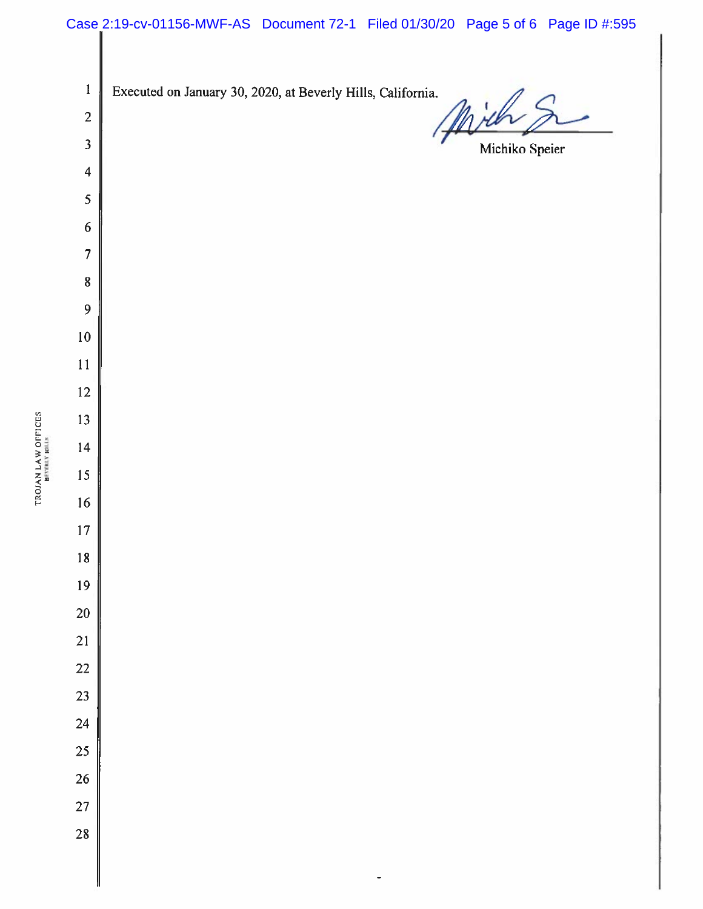Executed on January 30, 2020, at Beverly Hills, California.

Michiko Speier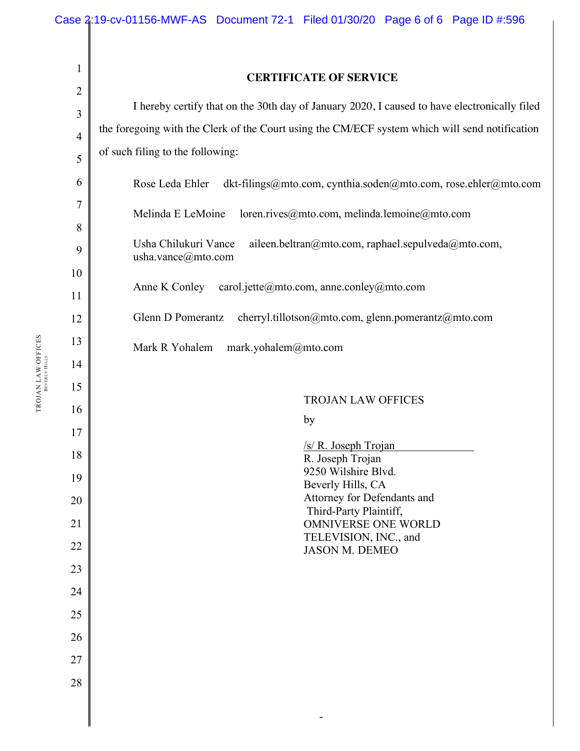## CERTIFICATE OF SERVICE

I hereby certify that on the 30th day of January 2020, I caused to have electronically filed the foregoing with the Clerk of the Court using the CM/ECF system which will send notification of such filing to the following:

Rose Leda Ehler dkt-filings@mto.com, cynthia.soden@mto.com, rose.ehler@mto.com

Melinda E LeMoine loren.rives@mto.com, melinda.lemoine@mto.com

Usha Chilukuri Vance aileen.beltran@mto.com, raphael.sepulveda@mto.com, usha.vance@mto.com

Anne K Conley carol.jette@mto.com, anne.conley@mto.com

Glenn D Pomerantz cherryl.tillotson@mto.com, glenn.pomerantz@mto.com

Mark R Yohalem mark.yohalem@mto.com

TROJAN LAW OFFICES

by

/s/ R. Joseph Trojan

R. Joseph Trojan
9250 Wilshire Blvd.
Beverly Hills, CA
Attorney for Defendants and Third-Party Plaintiff,
OMNIVERSE ONE WORLD TELEVISION, INC., and
JASON M. DEMEO